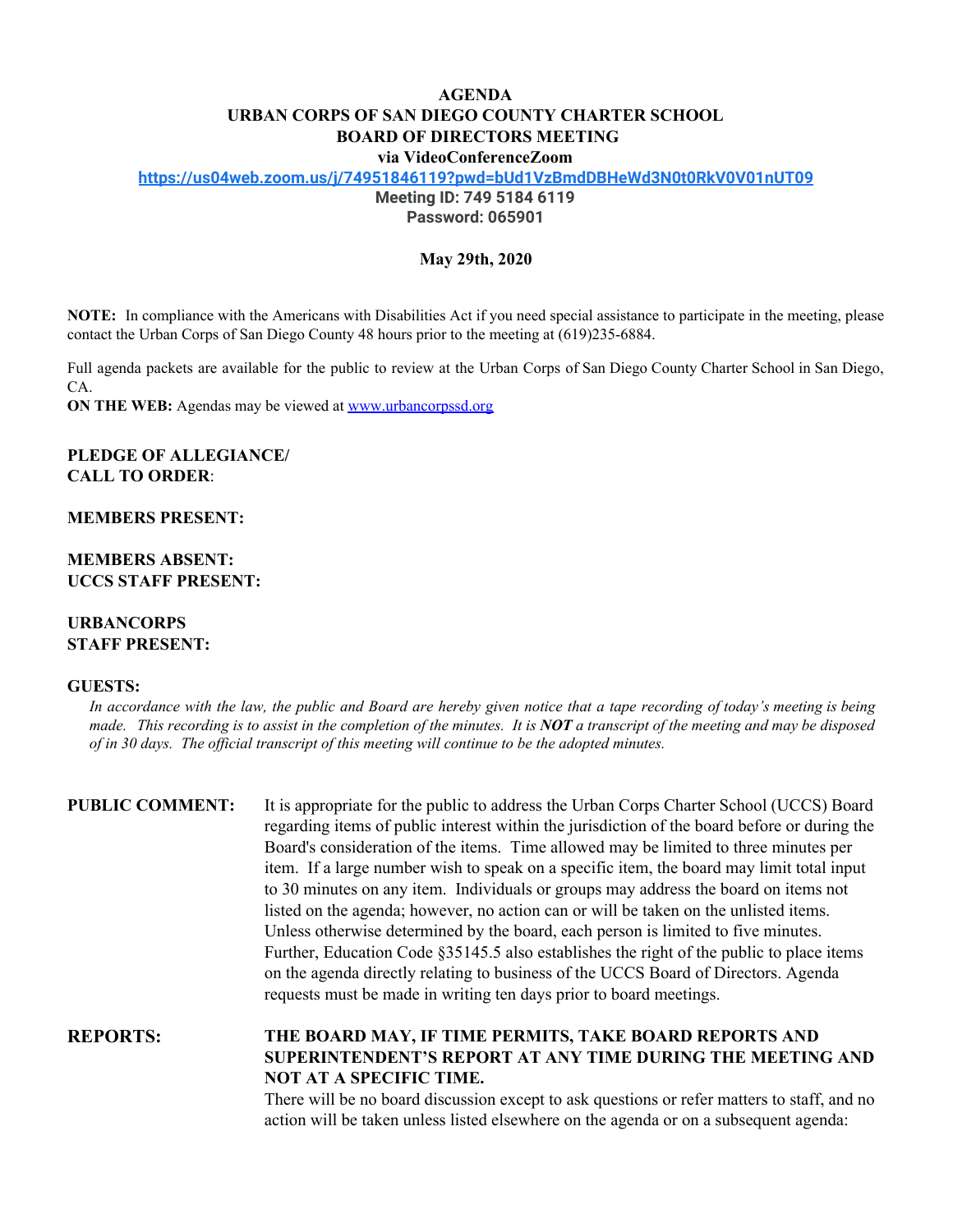# AGENDA
## URBAN CORPS OF SAN DIEGO COUNTY CHARTER SCHOOL
## BOARD OF DIRECTORS MEETING
### via VideoConferenceZoom

**https://us04web.zoom.us/j/74951846119?pwd=bUd1VzBmdDBHeWd3N0t0RkV0V01nUT09**

**Meeting ID: 749 5184 6119**
**Password: 065901**

**May 29th, 2020**

**NOTE:** In compliance with the Americans with Disabilities Act if you need special assistance to participate in the meeting, please contact the Urban Corps of San Diego County 48 hours prior to the meeting at (619)235-6884.

Full agenda packets are available for the public to review at the Urban Corps of San Diego County Charter School in San Diego, CA.

**ON THE WEB:** Agendas may be viewed at www.urbancorpssd.org

**PLEDGE OF ALLEGIANCE/**
**CALL TO ORDER**:

**MEMBERS PRESENT:**

**MEMBERS ABSENT:**
**UCCS STAFF PRESENT:**

**URBANCORPS**
**STAFF PRESENT:**

**GUESTS:**

*In accordance with the law, the public and Board are hereby given notice that a tape recording of today's meeting is being made. This recording is to assist in the completion of the minutes. It is **NOT** a transcript of the meeting and may be disposed of in 30 days. The official transcript of this meeting will continue to be the adopted minutes.*

**PUBLIC COMMENT:** It is appropriate for the public to address the Urban Corps Charter School (UCCS) Board regarding items of public interest within the jurisdiction of the board before or during the Board's consideration of the items. Time allowed may be limited to three minutes per item. If a large number wish to speak on a specific item, the board may limit total input to 30 minutes on any item. Individuals or groups may address the board on items not listed on the agenda; however, no action can or will be taken on the unlisted items. Unless otherwise determined by the board, each person is limited to five minutes. Further, Education Code §35145.5 also establishes the right of the public to place items on the agenda directly relating to business of the UCCS Board of Directors. Agenda requests must be made in writing ten days prior to board meetings.

**REPORTS:** **THE BOARD MAY, IF TIME PERMITS, TAKE BOARD REPORTS AND SUPERINTENDENT'S REPORT AT ANY TIME DURING THE MEETING AND NOT AT A SPECIFIC TIME.**
There will be no board discussion except to ask questions or refer matters to staff, and no action will be taken unless listed elsewhere on the agenda or on a subsequent agenda: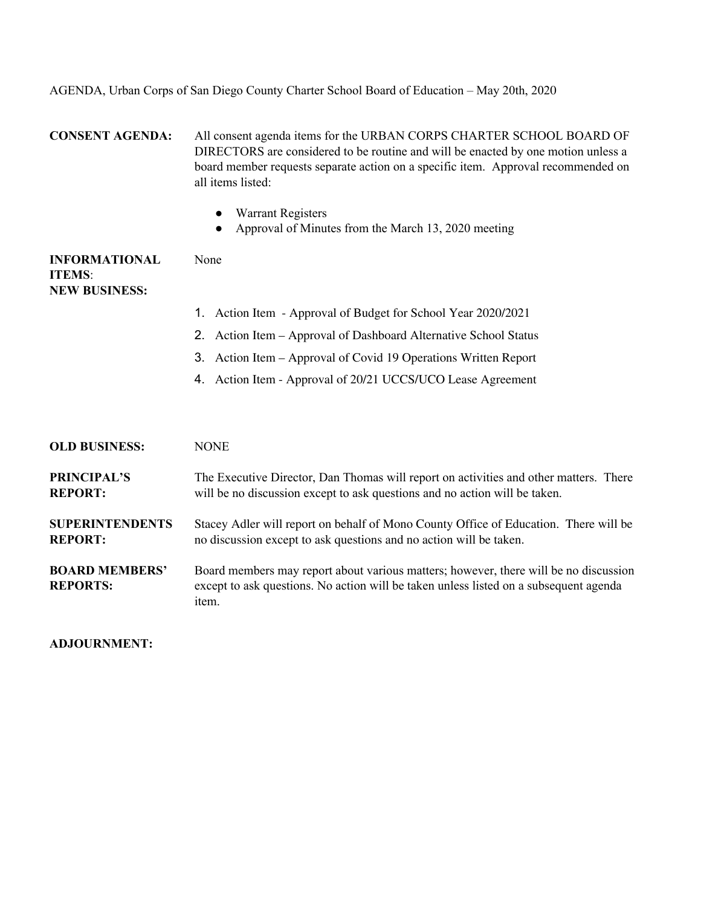AGENDA, Urban Corps of San Diego County Charter School Board of Education – May 20th, 2020

**CONSENT AGENDA:** All consent agenda items for the URBAN CORPS CHARTER SCHOOL BOARD OF DIRECTORS are considered to be routine and will be enacted by one motion unless a board member requests separate action on a specific item. Approval recommended on all items listed:

- Warrant Registers
- Approval of Minutes from the March 13, 2020 meeting

**INFORMATIONAL ITEMS**: None

**NEW BUSINESS:**

1. Action Item - Approval of Budget for School Year 2020/2021
2. Action Item – Approval of Dashboard Alternative School Status
3. Action Item – Approval of Covid 19 Operations Written Report
4. Action Item - Approval of 20/21 UCCS/UCO Lease Agreement

**OLD BUSINESS:** NONE

**PRINCIPAL'S REPORT:** The Executive Director, Dan Thomas will report on activities and other matters. There will be no discussion except to ask questions and no action will be taken.

**SUPERINTENDENTS REPORT:** Stacey Adler will report on behalf of Mono County Office of Education. There will be no discussion except to ask questions and no action will be taken.

**BOARD MEMBERS' REPORTS:** Board members may report about various matters; however, there will be no discussion except to ask questions. No action will be taken unless listed on a subsequent agenda item.

**ADJOURNMENT:**